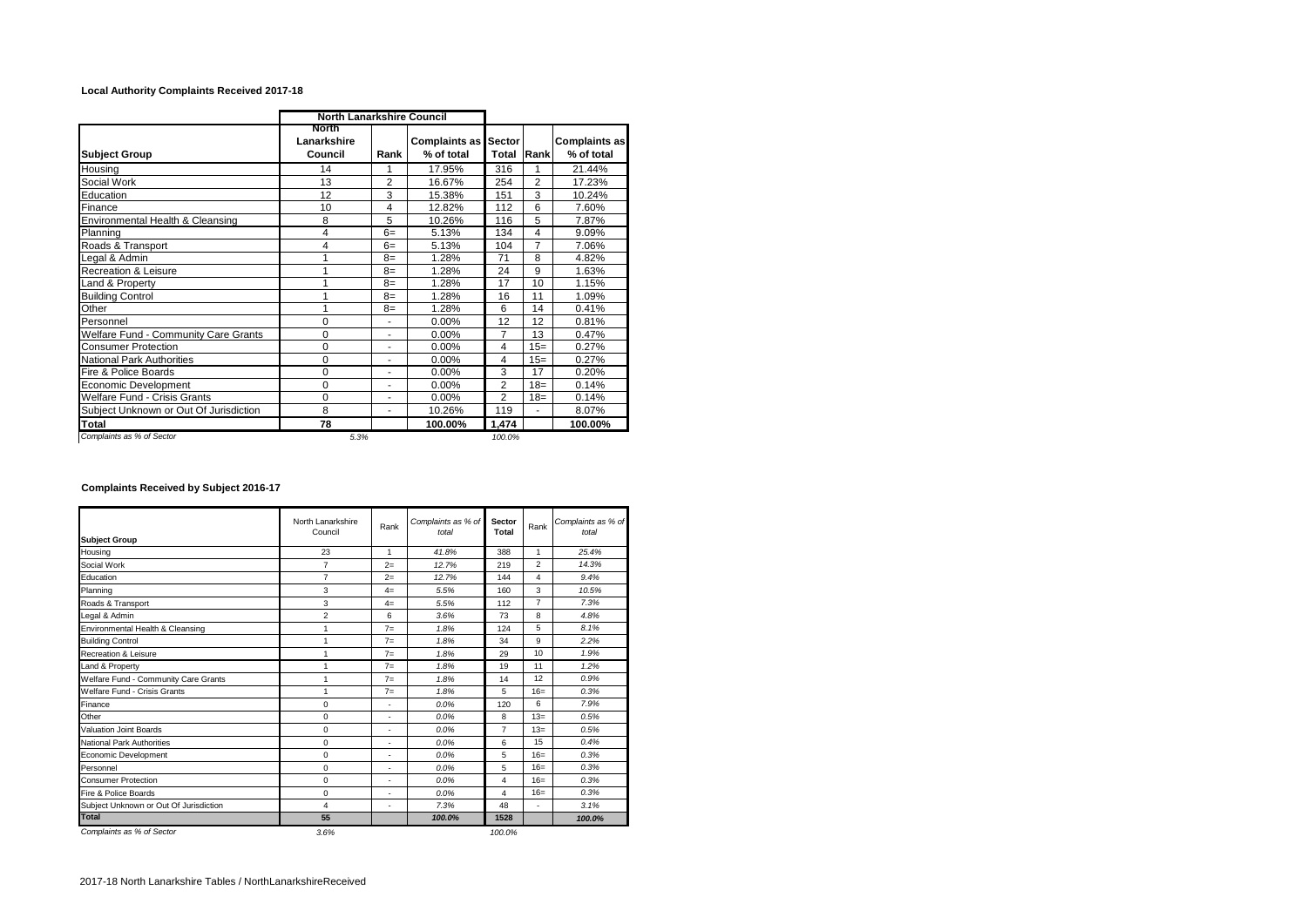### Local Authority Complaints Received 2017-18

| | North Lanarkshire Council | | | | | |
|---|---|---|---|---|---|---|
| **Subject Group** | **North Lanarkshire Council** | **Rank** | **Complaints as % of total** | **Sector Total** | **Rank** | **Complaints as % of total** |
| Housing | 14 | 1 | 17.95% | 316 | 1 | 21.44% |
| Social Work | 13 | 2 | 16.67% | 254 | 2 | 17.23% |
| Education | 12 | 3 | 15.38% | 151 | 3 | 10.24% |
| Finance | 10 | 4 | 12.82% | 112 | 6 | 7.60% |
| Environmental Health & Cleansing | 8 | 5 | 10.26% | 116 | 5 | 7.87% |
| Planning | 4 | 6= | 5.13% | 134 | 4 | 9.09% |
| Roads & Transport | 4 | 6= | 5.13% | 104 | 7 | 7.06% |
| Legal & Admin | 1 | 8= | 1.28% | 71 | 8 | 4.82% |
| Recreation & Leisure | 1 | 8= | 1.28% | 24 | 9 | 1.63% |
| Land & Property | 1 | 8= | 1.28% | 17 | 10 | 1.15% |
| Building Control | 1 | 8= | 1.28% | 16 | 11 | 1.09% |
| Other | 1 | 8= | 1.28% | 6 | 14 | 0.41% |
| Personnel | 0 | - | 0.00% | 12 | 12 | 0.81% |
| Welfare Fund - Community Care Grants | 0 | - | 0.00% | 7 | 13 | 0.47% |
| Consumer Protection | 0 | - | 0.00% | 4 | 15= | 0.27% |
| National Park Authorities | 0 | - | 0.00% | 4 | 15= | 0.27% |
| Fire & Police Boards | 0 | - | 0.00% | 3 | 17 | 0.20% |
| Economic Development | 0 | - | 0.00% | 2 | 18= | 0.14% |
| Welfare Fund - Crisis Grants | 0 | - | 0.00% | 2 | 18= | 0.14% |
| Subject Unknown or Out Of Jurisdiction | 8 | - | 10.26% | 119 | - | 8.07% |
| **Total** | **78** | | **100.00%** | **1,474** | | **100.00%** |
| *Complaints as % of Sector* | *5.3%* | | | *100.0%* | | |

### Complaints Received by Subject 2016-17

| **Subject Group** | North Lanarkshire Council | Rank | *Complaints as % of total* | **Sector Total** | Rank | *Complaints as % of total* |
|---|---|---|---|---|---|---|
| Housing | 23 | 1 | *41.8%* | 388 | 1 | *25.4%* |
| Social Work | 7 | 2= | *12.7%* | 219 | 2 | *14.3%* |
| Education | 7 | 2= | *12.7%* | 144 | 4 | *9.4%* |
| Planning | 3 | 4= | *5.5%* | 160 | 3 | *10.5%* |
| Roads & Transport | 3 | 4= | *5.5%* | 112 | 7 | *7.3%* |
| Legal & Admin | 2 | 6 | *3.6%* | 73 | 8 | *4.8%* |
| Environmental Health & Cleansing | 1 | 7= | *1.8%* | 124 | 5 | *8.1%* |
| Building Control | 1 | 7= | *1.8%* | 34 | 9 | *2.2%* |
| Recreation & Leisure | 1 | 7= | *1.8%* | 29 | 10 | *1.9%* |
| Land & Property | 1 | 7= | *1.8%* | 19 | 11 | *1.2%* |
| Welfare Fund - Community Care Grants | 1 | 7= | *1.8%* | 14 | 12 | *0.9%* |
| Welfare Fund - Crisis Grants | 1 | 7= | *1.8%* | 5 | 16= | *0.3%* |
| Finance | 0 | - | *0.0%* | 120 | 6 | *7.9%* |
| Other | 0 | - | *0.0%* | 8 | 13= | *0.5%* |
| Valuation Joint Boards | 0 | - | *0.0%* | 7 | 13= | *0.5%* |
| National Park Authorities | 0 | - | *0.0%* | 6 | 15 | *0.4%* |
| Economic Development | 0 | - | *0.0%* | 5 | 16= | *0.3%* |
| Personnel | 0 | - | *0.0%* | 5 | 16= | *0.3%* |
| Consumer Protection | 0 | - | *0.0%* | 4 | 16= | *0.3%* |
| Fire & Police Boards | 0 | - | *0.0%* | 4 | 16= | *0.3%* |
| Subject Unknown or Out Of Jurisdiction | 4 | - | *7.3%* | 48 | - | *3.1%* |
| **Total** | **55** | | ***100.0%*** | **1528** | | ***100.0%*** |
| *Complaints as % of Sector* | *3.6%* | | | *100.0%* | | |

2017-18 North Lanarkshire Tables / NorthLanarkshireReceived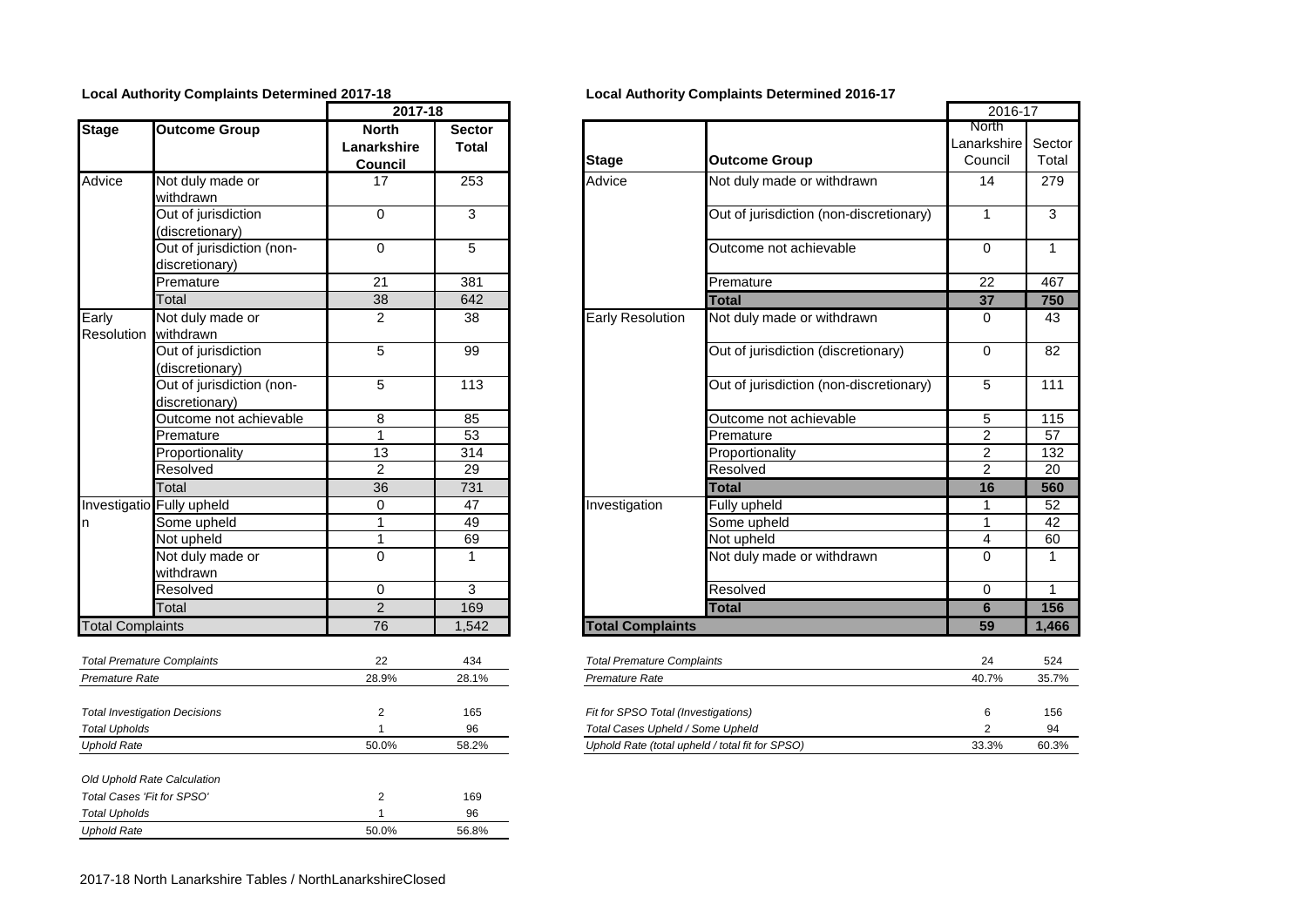**Local Authority Complaints Determined 2017-18**

| Stage | Outcome Group | 2017-18 North Lanarkshire Council | 2017-18 Sector Total |
|---|---|---|---|
| Advice | Not duly made or withdrawn | 17 | 253 |
| | Out of jurisdiction (discretionary) | 0 | 3 |
| | Out of jurisdiction (non-discretionary) | 0 | 5 |
| | Premature | 21 | 381 |
| | Total | 38 | 642 |
| Early Resolution | Not duly made or withdrawn | 2 | 38 |
| | Out of jurisdiction (discretionary) | 5 | 99 |
| | Out of jurisdiction (non-discretionary) | 5 | 113 |
| | Outcome not achievable | 8 | 85 |
| | Premature | 1 | 53 |
| | Proportionality | 13 | 314 |
| | Resolved | 2 | 29 |
| | Total | 36 | 731 |
| Investigation | Fully upheld | 0 | 47 |
| | Some upheld | 1 | 49 |
| | Not upheld | 1 | 69 |
| | Not duly made or withdrawn | 0 | 1 |
| | Resolved | 0 | 3 |
| | Total | 2 | 169 |
| Total Complaints | | 76 | 1,542 |

| | North Lanarkshire Council | Sector Total |
|---|---|---|
| *Total Premature Complaints* | 22 | 434 |
| *Premature Rate* | 28.9% | 28.1% |
| *Total Investigation Decisions* | 2 | 165 |
| *Total Upholds* | 1 | 96 |
| *Uphold Rate* | 50.0% | 58.2% |
| *Old Uphold Rate Calculation* | | |
| *Total Cases 'Fit for SPSO'* | 2 | 169 |
| *Total Upholds* | 1 | 96 |
| *Uphold Rate* | 50.0% | 56.8% |

**Local Authority Complaints Determined 2016-17**

| Stage | Outcome Group | 2016-17 North Lanarkshire Council | 2016-17 Sector Total |
|---|---|---|---|
| Advice | Not duly made or withdrawn | 14 | 279 |
| | Out of jurisdiction (non-discretionary) | 1 | 3 |
| | Outcome not achievable | 0 | 1 |
| | Premature | 22 | 467 |
| | **Total** | **37** | **750** |
| Early Resolution | Not duly made or withdrawn | 0 | 43 |
| | Out of jurisdiction (discretionary) | 0 | 82 |
| | Out of jurisdiction (non-discretionary) | 5 | 111 |
| | Outcome not achievable | 5 | 115 |
| | Premature | 2 | 57 |
| | Proportionality | 2 | 132 |
| | Resolved | 2 | 20 |
| | **Total** | **16** | **560** |
| Investigation | Fully upheld | 1 | 52 |
| | Some upheld | 1 | 42 |
| | Not upheld | 4 | 60 |
| | Not duly made or withdrawn | 0 | 1 |
| | Resolved | 0 | 1 |
| | **Total** | **6** | **156** |
| **Total Complaints** | | **59** | **1,466** |

| | North Lanarkshire Council | Sector Total |
|---|---|---|
| *Total Premature Complaints* | 24 | 524 |
| *Premature Rate* | 40.7% | 35.7% |
| *Fit for SPSO Total (Investigations)* | 6 | 156 |
| *Total Cases Upheld / Some Upheld* | 2 | 94 |
| *Uphold Rate (total upheld / total fit for SPSO)* | 33.3% | 60.3% |

2017-18 North Lanarkshire Tables / NorthLanarkshireClosed